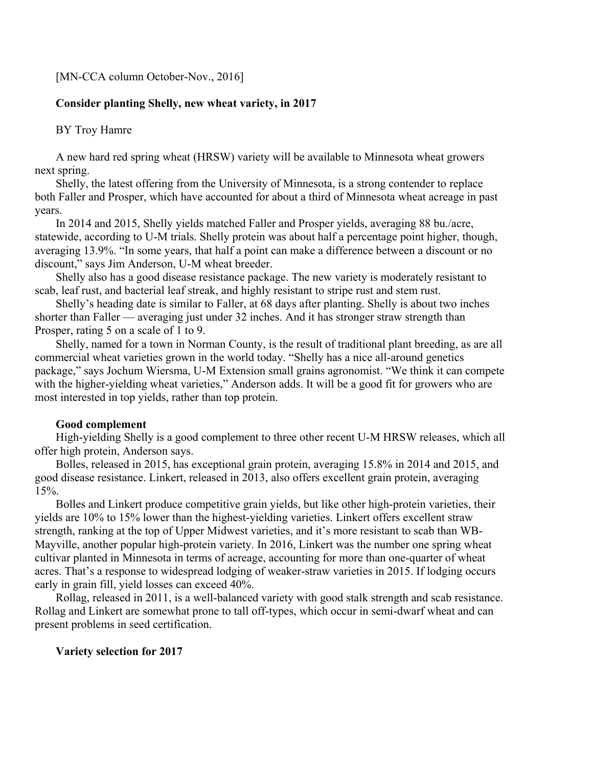[MN-CCA column October-Nov., 2016]

# Consider planting Shelly, new wheat variety, in 2017

BY Troy Hamre

A new hard red spring wheat (HRSW) variety will be available to Minnesota wheat growers next spring.

Shelly, the latest offering from the University of Minnesota, is a strong contender to replace both Faller and Prosper, which have accounted for about a third of Minnesota wheat acreage in past years.

In 2014 and 2015, Shelly yields matched Faller and Prosper yields, averaging 88 bu./acre, statewide, according to U-M trials. Shelly protein was about half a percentage point higher, though, averaging 13.9%. "In some years, that half a point can make a difference between a discount or no discount," says Jim Anderson, U-M wheat breeder.

Shelly also has a good disease resistance package. The new variety is moderately resistant to scab, leaf rust, and bacterial leaf streak, and highly resistant to stripe rust and stem rust.

Shelly's heading date is similar to Faller, at 68 days after planting. Shelly is about two inches shorter than Faller — averaging just under 32 inches. And it has stronger straw strength than Prosper, rating 5 on a scale of 1 to 9.

Shelly, named for a town in Norman County, is the result of traditional plant breeding, as are all commercial wheat varieties grown in the world today. "Shelly has a nice all-around genetics package," says Jochum Wiersma, U-M Extension small grains agronomist. "We think it can compete with the higher-yielding wheat varieties," Anderson adds. It will be a good fit for growers who are most interested in top yields, rather than top protein.

## Good complement

High-yielding Shelly is a good complement to three other recent U-M HRSW releases, which all offer high protein, Anderson says.

Bolles, released in 2015, has exceptional grain protein, averaging 15.8% in 2014 and 2015, and good disease resistance. Linkert, released in 2013, also offers excellent grain protein, averaging 15%.

Bolles and Linkert produce competitive grain yields, but like other high-protein varieties, their yields are 10% to 15% lower than the highest-yielding varieties. Linkert offers excellent straw strength, ranking at the top of Upper Midwest varieties, and it's more resistant to scab than WB-Mayville, another popular high-protein variety. In 2016, Linkert was the number one spring wheat cultivar planted in Minnesota in terms of acreage, accounting for more than one-quarter of wheat acres. That's a response to widespread lodging of weaker-straw varieties in 2015. If lodging occurs early in grain fill, yield losses can exceed 40%.

Rollag, released in 2011, is a well-balanced variety with good stalk strength and scab resistance. Rollag and Linkert are somewhat prone to tall off-types, which occur in semi-dwarf wheat and can present problems in seed certification.

## Variety selection for 2017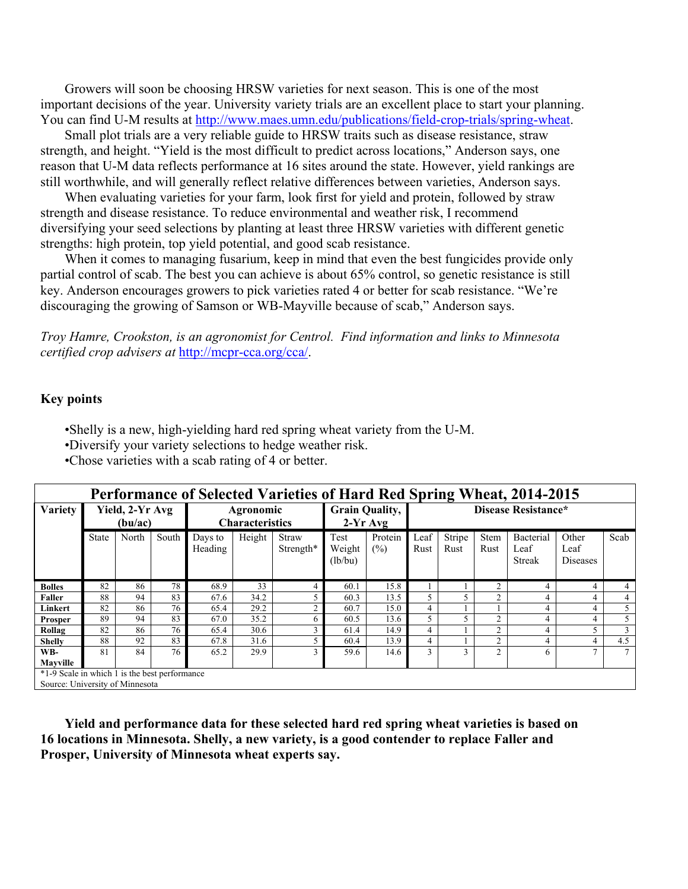Growers will soon be choosing HRSW varieties for next season. This is one of the most important decisions of the year. University variety trials are an excellent place to start your planning. You can find U-M results at http://www.maes.umn.edu/publications/field-crop-trials/spring-wheat.

Small plot trials are a very reliable guide to HRSW traits such as disease resistance, straw strength, and height. "Yield is the most difficult to predict across locations," Anderson says, one reason that U-M data reflects performance at 16 sites around the state. However, yield rankings are still worthwhile, and will generally reflect relative differences between varieties, Anderson says.

When evaluating varieties for your farm, look first for yield and protein, followed by straw strength and disease resistance. To reduce environmental and weather risk, I recommend diversifying your seed selections by planting at least three HRSW varieties with different genetic strengths: high protein, top yield potential, and good scab resistance.

When it comes to managing fusarium, keep in mind that even the best fungicides provide only partial control of scab. The best you can achieve is about 65% control, so genetic resistance is still key. Anderson encourages growers to pick varieties rated 4 or better for scab resistance. "We're discouraging the growing of Samson or WB-Mayville because of scab," Anderson says.

*Troy Hamre, Crookston, is an agronomist for Centrol. Find information and links to Minnesota certified crop advisers at http://mcpr-cca.org/cca/.*

**Key points**

- Shelly is a new, high-yielding hard red spring wheat variety from the U-M.
- Diversify your variety selections to hedge weather risk.
- Chose varieties with a scab rating of 4 or better.

**Performance of Selected Varieties of Hard Red Spring Wheat, 2014-2015**

| Variety | Yield, 2-Yr Avg (bu/ac) | | | Agronomic Characteristics | | | Grain Quality, 2-Yr Avg | | Disease Resistance* | | | | | |
|---|---|---|---|---|---|---|---|---|---|---|---|---|---|---|
| | State | North | South | Days to Heading | Height | Straw Strength* | Test Weight (lb/bu) | Protein (%) | Leaf Rust | Stripe Rust | Stem Rust | Bacterial Leaf Streak | Other Leaf Diseases | Scab |
| **Bolles** | 82 | 86 | 78 | 68.9 | 33 | 4 | 60.1 | 15.8 | 1 | 1 | 2 | 4 | 4 | 4 |
| **Faller** | 88 | 94 | 83 | 67.6 | 34.2 | 5 | 60.3 | 13.5 | 5 | 5 | 2 | 4 | 4 | 4 |
| **Linkert** | 82 | 86 | 76 | 65.4 | 29.2 | 2 | 60.7 | 15.0 | 4 | 1 | 1 | 4 | 4 | 5 |
| **Prosper** | 89 | 94 | 83 | 67.0 | 35.2 | 6 | 60.5 | 13.6 | 5 | 5 | 2 | 4 | 4 | 5 |
| **Rollag** | 82 | 86 | 76 | 65.4 | 30.6 | 3 | 61.4 | 14.9 | 4 | 1 | 2 | 4 | 5 | 3 |
| **Shelly** | 88 | 92 | 83 | 67.8 | 31.6 | 5 | 60.4 | 13.9 | 4 | 1 | 2 | 4 | 4 | 4.5 |
| **WB-Mayville** | 81 | 84 | 76 | 65.2 | 29.9 | 3 | 59.6 | 14.6 | 3 | 3 | 2 | 6 | 7 | 7 |

*1-9 Scale in which 1 is the best performance
Source: University of Minnesota

**Yield and performance data for these selected hard red spring wheat varieties is based on 16 locations in Minnesota. Shelly, a new variety, is a good contender to replace Faller and Prosper, University of Minnesota wheat experts say.**